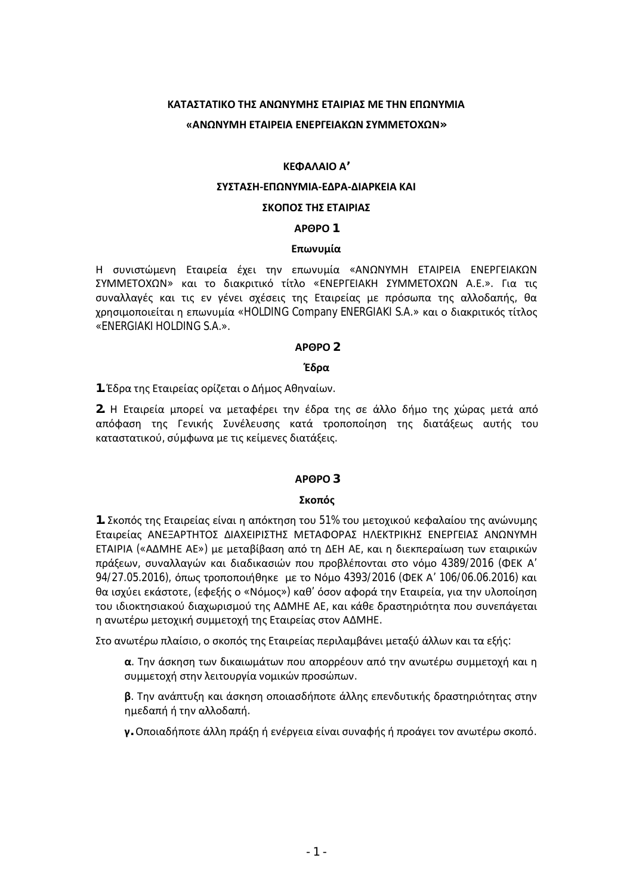# ΚΑΤΑΣΤΑΤΙΚΟ ΤΗΣ ΑΝΩΝΥΜΗΣ ΕΤΑΙΡΙΑΣ ΜΕ ΤΗΝ ΕΠΩΝΥΜΙΑ
# «ΑΝΩΝΥΜΗ ΕΤΑΙΡΕΙΑ ΕΝΕΡΓΕΙΑΚΩΝ ΣΥΜΜΕΤΟΧΩΝ»

## ΚΕΦΑΛΑΙΟ Α΄

## ΣΥΣΤΑΣΗ-ΕΠΩΝΥΜΙΑ-ΕΔΡΑ-ΔΙΑΡΚΕΙΑ ΚΑΙ ΣΚΟΠΟΣ ΤΗΣ ΕΤΑΙΡΙΑΣ

### ΑΡΘΡΟ 1

### Επωνυμία

Η συνιστώμενη Εταιρεία έχει την επωνυμία «ΑΝΩΝΥΜΗ ΕΤΑΙΡΕΙΑ ΕΝΕΡΓΕΙΑΚΩΝ ΣΥΜΜΕΤΟΧΩΝ» και το διακριτικό τίτλο «ΕΝΕΡΓΕΙΑΚΗ ΣΥΜΜΕΤΟΧΩΝ Α.Ε.». Για τις συναλλαγές και τις εν γένει σχέσεις της Εταιρείας με πρόσωπα της αλλοδαπής, θα χρησιμοποιείται η επωνυμία «HOLDING Company ENERGIAKI S.A.» και ο διακριτικός τίτλος «ENERGIAKI HOLDING S.A.».

### ΑΡΘΡΟ 2

### Έδρα

**1.** Έδρα της Εταιρείας ορίζεται ο Δήμος Αθηναίων.

**2.** Η Εταιρεία μπορεί να μεταφέρει την έδρα της σε άλλο δήμο της χώρας μετά από απόφαση της Γενικής Συνέλευσης κατά τροποποίηση της διατάξεως αυτής του καταστατικού, σύμφωνα με τις κείμενες διατάξεις.

### ΑΡΘΡΟ 3

### Σκοπός

**1.** Σκοπός της Εταιρείας είναι η απόκτηση του 51% του μετοχικού κεφαλαίου της ανώνυμης Εταιρείας ΑΝΕΞΑΡΤΗΤΟΣ ΔΙΑΧΕΙΡΙΣΤΗΣ ΜΕΤΑΦΟΡΑΣ ΗΛΕΚΤΡΙΚΗΣ ΕΝΕΡΓΕΙΑΣ ΑΝΩΝΥΜΗ ΕΤΑΙΡΙΑ («ΑΔΜΗΕ ΑΕ») με μεταβίβαση από τη ΔΕΗ ΑΕ, και η διεκπεραίωση των εταιρικών πράξεων, συναλλαγών και διαδικασιών που προβλέπονται στο νόμο 4389/2016 (ΦΕΚ Α΄ 94/27.05.2016), όπως τροποποιήθηκε με το Νόμο 4393/2016 (ΦΕΚ Α΄ 106/06.06.2016) και θα ισχύει εκάστοτε, (εφεξής ο «Νόμος») καθ΄ όσον αφορά την Εταιρεία, για την υλοποίηση του ιδιοκτησιακού διαχωρισμού της ΑΔΜΗΕ ΑΕ, και κάθε δραστηριότητα που συνεπάγεται η ανωτέρω μετοχική συμμετοχή της Εταιρείας στον ΑΔΜΗΕ.

Στο ανωτέρω πλαίσιο, ο σκοπός της Εταιρείας περιλαμβάνει μεταξύ άλλων και τα εξής:

**α**. Την άσκηση των δικαιωμάτων που απορρέουν από την ανωτέρω συμμετοχή και η συμμετοχή στην λειτουργία νομικών προσώπων.

**β**. Την ανάπτυξη και άσκηση οποιασδήποτε άλλης επενδυτικής δραστηριότητας στην ημεδαπή ή την αλλοδαπή.

**γ.** Οποιαδήποτε άλλη πράξη ή ενέργεια είναι συναφής ή προάγει τον ανωτέρω σκοπό.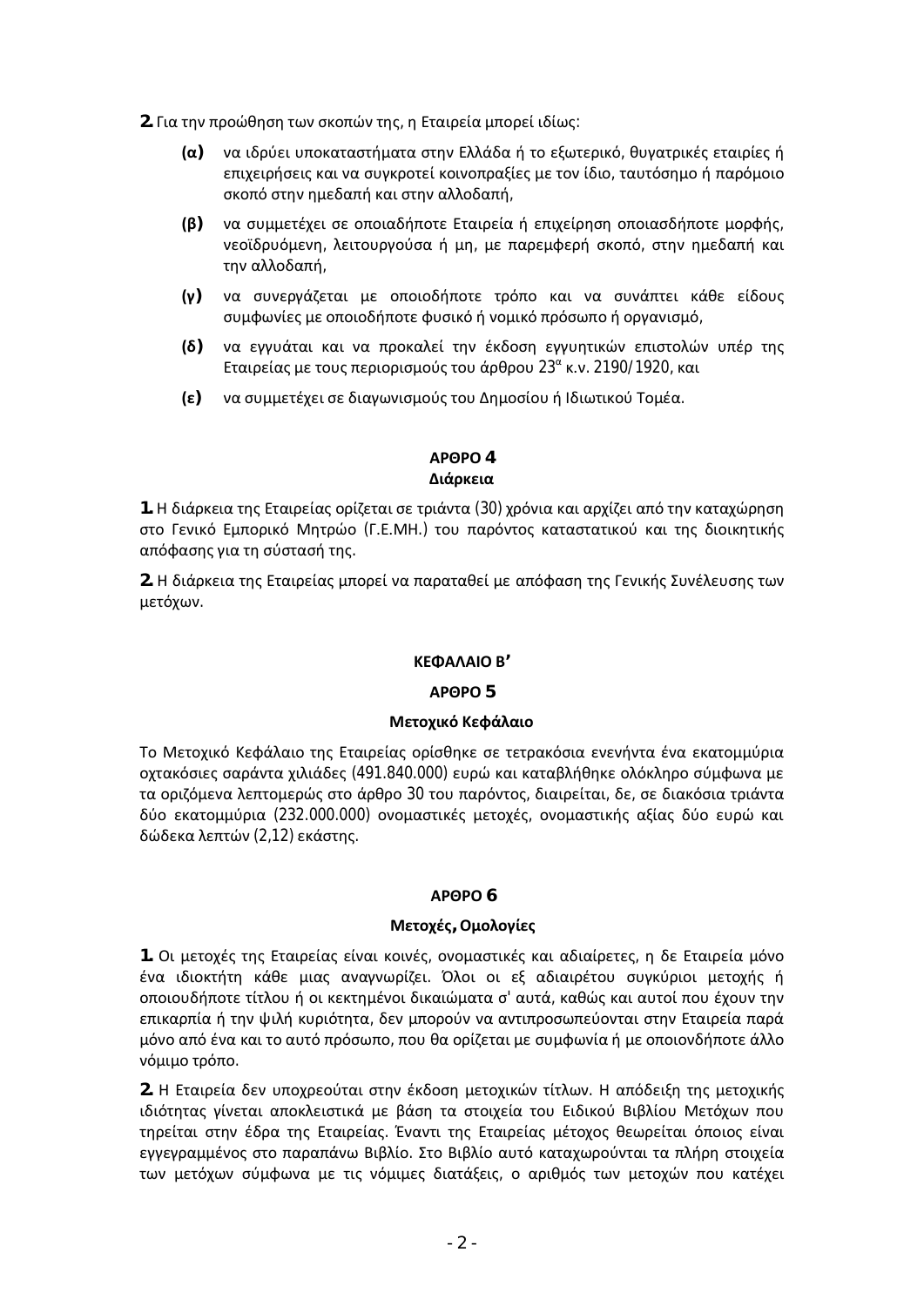**2.** Για την προώθηση των σκοπών της, η Εταιρεία μπορεί ιδίως:

**(α)** να ιδρύει υποκαταστήματα στην Ελλάδα ή το εξωτερικό, θυγατρικές εταιρίες ή επιχειρήσεις και να συγκροτεί κοινοπραξίες με τον ίδιο, ταυτόσημο ή παρόμοιο σκοπό στην ημεδαπή και στην αλλοδαπή,

**(β)** να συμμετέχει σε οποιαδήποτε Εταιρεία ή επιχείρηση οποιασδήποτε μορφής, νεοϊδρυόμενη, λειτουργούσα ή μη, με παρεμφερή σκοπό, στην ημεδαπή και την αλλοδαπή,

**(γ)** να συνεργάζεται με οποιοδήποτε τρόπο και να συνάπτει κάθε είδους συμφωνίες με οποιοδήποτε φυσικό ή νομικό πρόσωπο ή οργανισμό,

**(δ)** να εγγυάται και να προκαλεί την έκδοση εγγυητικών επιστολών υπέρ της Εταιρείας με τους περιορισμούς του άρθρου $23^{α}$ κ.ν. 2190/1920, και

**(ε)** να συμμετέχει σε διαγωνισμούς του Δημοσίου ή Ιδιωτικού Τομέα.

### ΑΡΘΡΟ 4
### Διάρκεια

**1.** Η διάρκεια της Εταιρείας ορίζεται σε τριάντα (30) χρόνια και αρχίζει από την καταχώρηση στο Γενικό Εμπορικό Μητρώο (Γ.Ε.ΜΗ.) του παρόντος καταστατικού και της διοικητικής απόφασης για τη σύστασή της.

**2.** Η διάρκεια της Εταιρείας μπορεί να παραταθεί με απόφαση της Γενικής Συνέλευσης των μετόχων.

## ΚΕΦΑΛΑΙΟ Β’

### ΑΡΘΡΟ 5
### Μετοχικό Κεφάλαιο

Το Μετοχικό Κεφάλαιο της Εταιρείας ορίσθηκε σε τετρακόσια ενενήντα ένα εκατομμύρια οχτακόσιες σαράντα χιλιάδες (491.840.000) ευρώ και καταβλήθηκε ολόκληρο σύμφωνα με τα οριζόμενα λεπτομερώς στο άρθρο 30 του παρόντος, διαιρείται, δε, σε διακόσια τριάντα δύο εκατομμύρια (232.000.000) ονομαστικές μετοχές, ονομαστικής αξίας δύο ευρώ και δώδεκα λεπτών (2,12) εκάστης.

### ΑΡΘΡΟ 6
### Μετοχές, Ομολογίες

**1.** Οι μετοχές της Εταιρείας είναι κοινές, ονομαστικές και αδιαίρετες, η δε Εταιρεία μόνο ένα ιδιοκτήτη κάθε μιας αναγνωρίζει. Όλοι οι εξ αδιαιρέτου συγκύριοι μετοχής ή οποιουδήποτε τίτλου ή οι κεκτημένοι δικαιώματα σ' αυτά, καθώς και αυτοί που έχουν την επικαρπία ή την ψιλή κυριότητα, δεν μπορούν να αντιπροσωπεύονται στην Εταιρεία παρά μόνο από ένα και το αυτό πρόσωπο, που θα ορίζεται με συμφωνία ή με οποιονδήποτε άλλο νόμιμο τρόπο.

**2.** Η Εταιρεία δεν υποχρεούται στην έκδοση μετοχικών τίτλων. Η απόδειξη της μετοχικής ιδιότητας γίνεται αποκλειστικά με βάση τα στοιχεία του Ειδικού Βιβλίου Μετόχων που τηρείται στην έδρα της Εταιρείας. Έναντι της Εταιρείας μέτοχος θεωρείται όποιος είναι εγγεγραμμένος στο παραπάνω Βιβλίο. Στο Βιβλίο αυτό καταχωρούνται τα πλήρη στοιχεία των μετόχων σύμφωνα με τις νόμιμες διατάξεις, ο αριθμός των μετοχών που κατέχει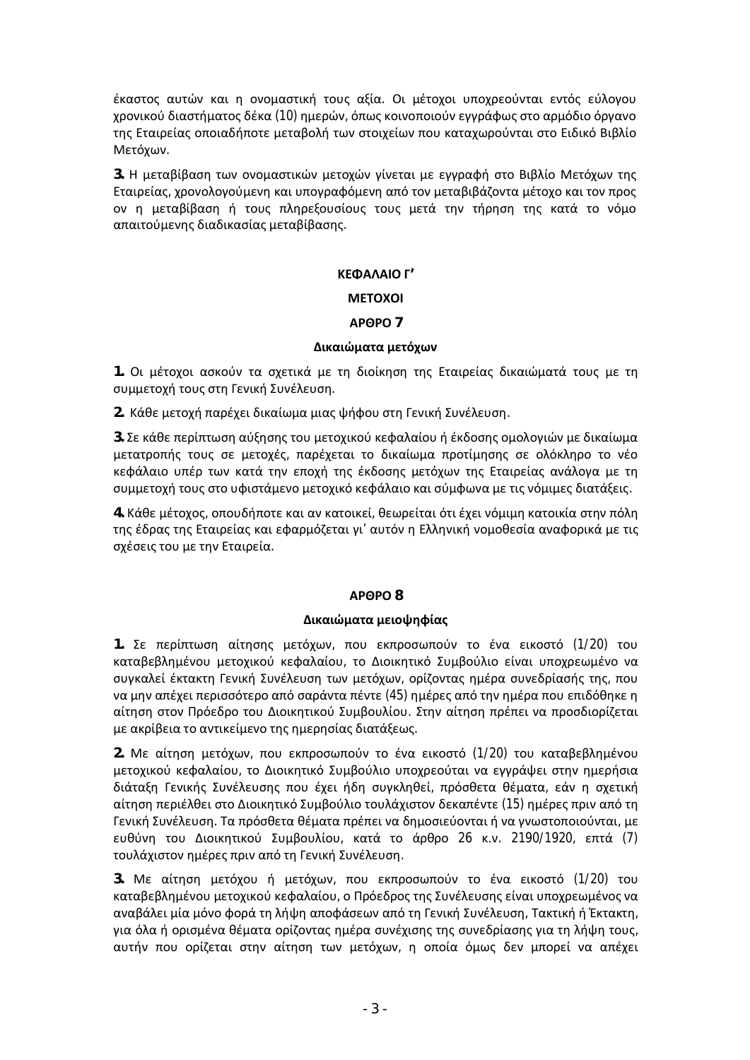έκαστος αυτών και η ονομαστική τους αξία. Οι μέτοχοι υποχρεούνται εντός εύλογου χρονικού διαστήματος δέκα (10) ημερών, όπως κοινοποιούν εγγράφως στο αρμόδιο όργανο της Εταιρείας οποιαδήποτε μεταβολή των στοιχείων που καταχωρούνται στο Ειδικό Βιβλίο Μετόχων.

**3.** Η μεταβίβαση των ονομαστικών μετοχών γίνεται με εγγραφή στο Βιβλίο Μετόχων της Εταιρείας, χρονολογούμενη και υπογραφόμενη από τον μεταβιβάζοντα μέτοχο και τον προς ον η μεταβίβαση ή τους πληρεξουσίους τους μετά την τήρηση της κατά το νόμο απαιτούμενης διαδικασίας μεταβίβασης.

## ΚΕΦΑΛΑΙΟ Γ’

## ΜΕΤΟΧΟΙ

### ΑΡΘΡΟ 7

### Δικαιώματα μετόχων

**1.** Οι μέτοχοι ασκούν τα σχετικά με τη διοίκηση της Εταιρείας δικαιώματά τους με τη συμμετοχή τους στη Γενική Συνέλευση.

**2.** Κάθε μετοχή παρέχει δικαίωμα μιας ψήφου στη Γενική Συνέλευση.

**3.** Σε κάθε περίπτωση αύξησης του μετοχικού κεφαλαίου ή έκδοσης ομολογιών με δικαίωμα μετατροπής τους σε μετοχές, παρέχεται το δικαίωμα προτίμησης σε ολόκληρο το νέο κεφάλαιο υπέρ των κατά την εποχή της έκδοσης μετόχων της Εταιρείας ανάλογα με τη συμμετοχή τους στο υφιστάμενο μετοχικό κεφάλαιο και σύμφωνα με τις νόμιμες διατάξεις.

**4.** Κάθε μέτοχος, οπουδήποτε και αν κατοικεί, θεωρείται ότι έχει νόμιμη κατοικία στην πόλη της έδρας της Εταιρείας και εφαρμόζεται γι’ αυτόν η Ελληνική νομοθεσία αναφορικά με τις σχέσεις του με την Εταιρεία.

### ΑΡΘΡΟ 8

### Δικαιώματα μειοψηφίας

**1.** Σε περίπτωση αίτησης μετόχων, που εκπροσωπούν το ένα εικοστό (1/20) του καταβεβλημένου μετοχικού κεφαλαίου, το Διοικητικό Συμβούλιο είναι υποχρεωμένο να συγκαλεί έκτακτη Γενική Συνέλευση των μετόχων, ορίζοντας ημέρα συνεδρίασής της, που να μην απέχει περισσότερο από σαράντα πέντε (45) ημέρες από την ημέρα που επιδόθηκε η αίτηση στον Πρόεδρο του Διοικητικού Συμβουλίου. Στην αίτηση πρέπει να προσδιορίζεται με ακρίβεια το αντικείμενο της ημερησίας διατάξεως.

**2.** Με αίτηση μετόχων, που εκπροσωπούν το ένα εικοστό (1/20) του καταβεβλημένου μετοχικού κεφαλαίου, το Διοικητικό Συμβούλιο υποχρεούται να εγγράψει στην ημερήσια διάταξη Γενικής Συνέλευσης που έχει ήδη συγκληθεί, πρόσθετα θέματα, εάν η σχετική αίτηση περιέλθει στο Διοικητικό Συμβούλιο τουλάχιστον δεκαπέντε (15) ημέρες πριν από τη Γενική Συνέλευση. Τα πρόσθετα θέματα πρέπει να δημοσιεύονται ή να γνωστοποιούνται, με ευθύνη του Διοικητικού Συμβουλίου, κατά το άρθρο 26 κ.ν. 2190/1920, επτά (7) τουλάχιστον ημέρες πριν από τη Γενική Συνέλευση.

**3.** Με αίτηση μετόχου ή μετόχων, που εκπροσωπούν το ένα εικοστό (1/20) του καταβεβλημένου μετοχικού κεφαλαίου, ο Πρόεδρος της Συνέλευσης είναι υποχρεωμένος να αναβάλει μία μόνο φορά τη λήψη αποφάσεων από τη Γενική Συνέλευση, Τακτική ή Έκτακτη, για όλα ή ορισμένα θέματα ορίζοντας ημέρα συνέχισης της συνεδρίασης για τη λήψη τους, αυτήν που ορίζεται στην αίτηση των μετόχων, η οποία όμως δεν μπορεί να απέχει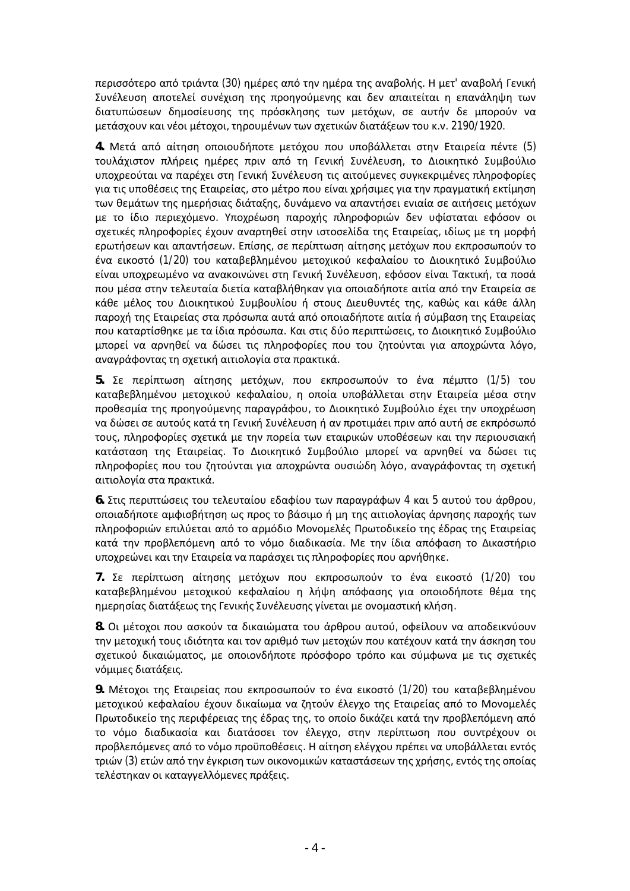περισσότερο από τριάντα (30) ημέρες από την ημέρα της αναβολής. Η μετ' αναβολή Γενική Συνέλευση αποτελεί συνέχιση της προηγούμενης και δεν απαιτείται η επανάληψη των διατυπώσεων δημοσίευσης της πρόσκλησης των μετόχων, σε αυτήν δε μπορούν να μετάσχουν και νέοι μέτοχοι, τηρουμένων των σχετικών διατάξεων του κ.ν. 2190/1920.

**4.** Μετά από αίτηση οποιουδήποτε μετόχου που υποβάλλεται στην Εταιρεία πέντε (5) τουλάχιστον πλήρεις ημέρες πριν από τη Γενική Συνέλευση, το Διοικητικό Συμβούλιο υποχρεούται να παρέχει στη Γενική Συνέλευση τις αιτούμενες συγκεκριμένες πληροφορίες για τις υποθέσεις της Εταιρείας, στο μέτρο που είναι χρήσιμες για την πραγματική εκτίμηση των θεμάτων της ημερήσιας διάταξης, δυνάμενο να απαντήσει ενιαία σε αιτήσεις μετόχων με το ίδιο περιεχόμενο. Υποχρέωση παροχής πληροφοριών δεν υφίσταται εφόσον οι σχετικές πληροφορίες έχουν αναρτηθεί στην ιστοσελίδα της Εταιρείας, ιδίως με τη μορφή ερωτήσεων και απαντήσεων. Επίσης, σε περίπτωση αίτησης μετόχων που εκπροσωπούν το ένα εικοστό (1/20) του καταβεβλημένου μετοχικού κεφαλαίου το Διοικητικό Συμβούλιο είναι υποχρεωμένο να ανακοινώνει στη Γενική Συνέλευση, εφόσον είναι Τακτική, τα ποσά που μέσα στην τελευταία διετία καταβλήθηκαν για οποιαδήποτε αιτία από την Εταιρεία σε κάθε μέλος του Διοικητικού Συμβουλίου ή στους Διευθυντές της, καθώς και κάθε άλλη παροχή της Εταιρείας στα πρόσωπα αυτά από οποιαδήποτε αιτία ή σύμβαση της Εταιρείας που καταρτίσθηκε με τα ίδια πρόσωπα. Και στις δύο περιπτώσεις, το Διοικητικό Συμβούλιο μπορεί να αρνηθεί να δώσει τις πληροφορίες που του ζητούνται για αποχρώντα λόγο, αναγράφοντας τη σχετική αιτιολογία στα πρακτικά.

**5.** Σε περίπτωση αίτησης μετόχων, που εκπροσωπούν το ένα πέμπτο (1/5) του καταβεβλημένου μετοχικού κεφαλαίου, η οποία υποβάλλεται στην Εταιρεία μέσα στην προθεσμία της προηγούμενης παραγράφου, το Διοικητικό Συμβούλιο έχει την υποχρέωση να δώσει σε αυτούς κατά τη Γενική Συνέλευση ή αν προτιμάει πριν από αυτή σε εκπρόσωπό τους, πληροφορίες σχετικά με την πορεία των εταιρικών υποθέσεων και την περιουσιακή κατάσταση της Εταιρείας. Το Διοικητικό Συμβούλιο μπορεί να αρνηθεί να δώσει τις πληροφορίες που του ζητούνται για αποχρώντα ουσιώδη λόγο, αναγράφοντας τη σχετική αιτιολογία στα πρακτικά.

**6.** Στις περιπτώσεις του τελευταίου εδαφίου των παραγράφων 4 και 5 αυτού του άρθρου, οποιαδήποτε αμφισβήτηση ως προς το βάσιμο ή μη της αιτιολογίας άρνησης παροχής των πληροφοριών επιλύεται από το αρμόδιο Μονομελές Πρωτοδικείο της έδρας της Εταιρείας κατά την προβλεπόμενη από το νόμο διαδικασία. Με την ίδια απόφαση το Δικαστήριο υποχρεώνει και την Εταιρεία να παράσχει τις πληροφορίες που αρνήθηκε.

**7.** Σε περίπτωση αίτησης μετόχων που εκπροσωπούν το ένα εικοστό (1/20) του καταβεβλημένου μετοχικού κεφαλαίου η λήψη απόφασης για οποιοδήποτε θέμα της ημερησίας διατάξεως της Γενικής Συνέλευσης γίνεται με ονομαστική κλήση.

**8.** Οι μέτοχοι που ασκούν τα δικαιώματα του άρθρου αυτού, οφείλουν να αποδεικνύουν την μετοχική τους ιδιότητα και τον αριθμό των μετοχών που κατέχουν κατά την άσκηση του σχετικού δικαιώματος, με οποιονδήποτε πρόσφορο τρόπο και σύμφωνα με τις σχετικές νόμιμες διατάξεις.

**9.** Μέτοχοι της Εταιρείας που εκπροσωπούν το ένα εικοστό (1/20) του καταβεβλημένου μετοχικού κεφαλαίου έχουν δικαίωμα να ζητούν έλεγχο της Εταιρείας από το Μονομελές Πρωτοδικείο της περιφέρειας της έδρας της, το οποίο δικάζει κατά την προβλεπόμενη από το νόμο διαδικασία και διατάσσει τον έλεγχο, στην περίπτωση που συντρέχουν οι προβλεπόμενες από το νόμο προϋποθέσεις. Η αίτηση ελέγχου πρέπει να υποβάλλεται εντός τριών (3) ετών από την έγκριση των οικονομικών καταστάσεων της χρήσης, εντός της οποίας τελέστηκαν οι καταγγελλόμενες πράξεις.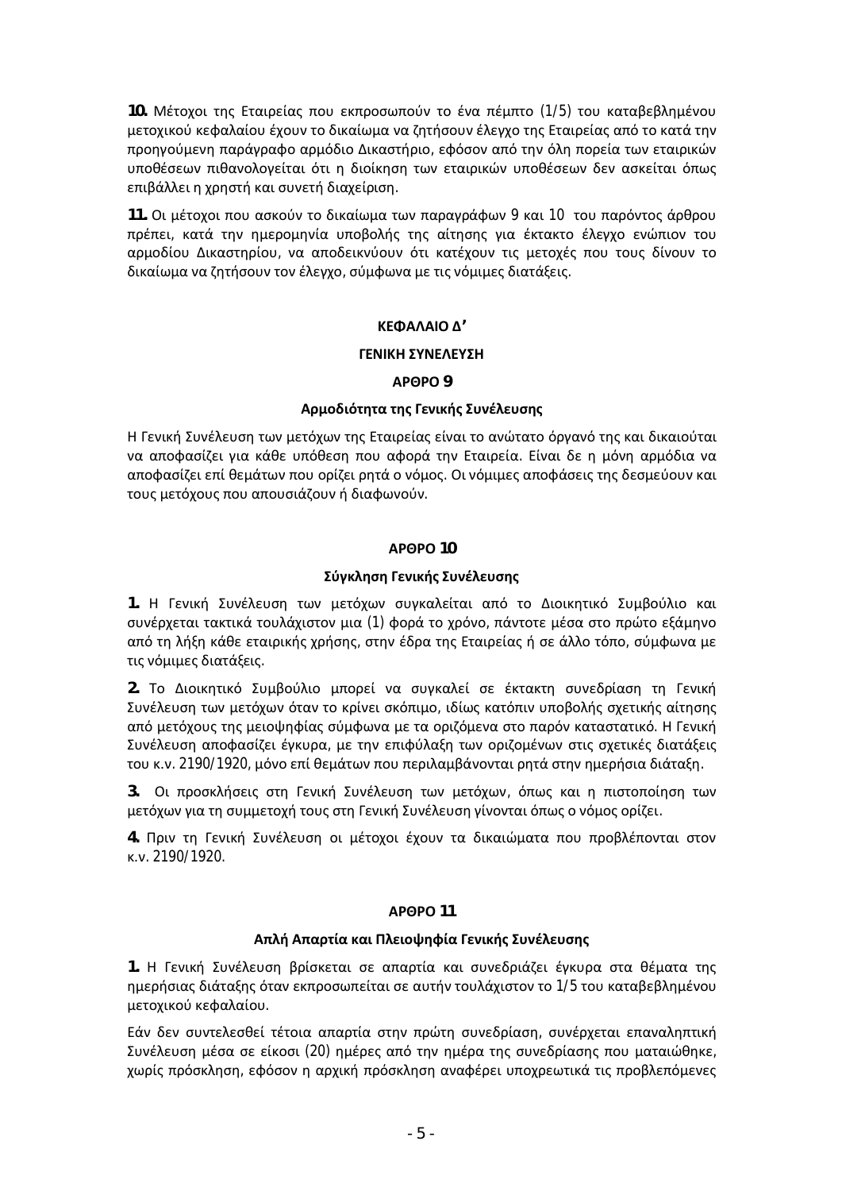**10.** Μέτοχοι της Εταιρείας που εκπροσωπούν το ένα πέμπτο (1/5) του καταβεβλημένου μετοχικού κεφαλαίου έχουν το δικαίωμα να ζητήσουν έλεγχο της Εταιρείας από το κατά την προηγούμενη παράγραφο αρμόδιο Δικαστήριο, εφόσον από την όλη πορεία των εταιρικών υποθέσεων πιθανολογείται ότι η διοίκηση των εταιρικών υποθέσεων δεν ασκείται όπως επιβάλλει η χρηστή και συνετή διαχείριση.

**11.** Οι μέτοχοι που ασκούν το δικαίωμα των παραγράφων 9 και 10 του παρόντος άρθρου πρέπει, κατά την ημερομηνία υποβολής της αίτησης για έκτακτο έλεγχο ενώπιον του αρμοδίου Δικαστηρίου, να αποδεικνύουν ότι κατέχουν τις μετοχές που τους δίνουν το δικαίωμα να ζητήσουν τον έλεγχο, σύμφωνα με τις νόμιμες διατάξεις.

## ΚΕΦΑΛΑΙΟ Δ'

## ΓΕΝΙΚΗ ΣΥΝΕΛΕΥΣΗ

### ΑΡΘΡΟ 9

### Αρμοδιότητα της Γενικής Συνέλευσης

Η Γενική Συνέλευση των μετόχων της Εταιρείας είναι το ανώτατο όργανό της και δικαιούται να αποφασίζει για κάθε υπόθεση που αφορά την Εταιρεία. Είναι δε η μόνη αρμόδια να αποφασίζει επί θεμάτων που ορίζει ρητά ο νόμος. Οι νόμιμες αποφάσεις της δεσμεύουν και τους μετόχους που απουσιάζουν ή διαφωνούν.

### ΑΡΘΡΟ 10

### Σύγκληση Γενικής Συνέλευσης

**1.** Η Γενική Συνέλευση των μετόχων συγκαλείται από το Διοικητικό Συμβούλιο και συνέρχεται τακτικά τουλάχιστον μια (1) φορά το χρόνο, πάντοτε μέσα στο πρώτο εξάμηνο από τη λήξη κάθε εταιρικής χρήσης, στην έδρα της Εταιρείας ή σε άλλο τόπο, σύμφωνα με τις νόμιμες διατάξεις.

**2.** Το Διοικητικό Συμβούλιο μπορεί να συγκαλεί σε έκτακτη συνεδρίαση τη Γενική Συνέλευση των μετόχων όταν το κρίνει σκόπιμο, ιδίως κατόπιν υποβολής σχετικής αίτησης από μετόχους της μειοψηφίας σύμφωνα με τα οριζόμενα στο παρόν καταστατικό. Η Γενική Συνέλευση αποφασίζει έγκυρα, με την επιφύλαξη των οριζομένων στις σχετικές διατάξεις του κ.ν. 2190/1920, μόνο επί θεμάτων που περιλαμβάνονται ρητά στην ημερήσια διάταξη.

**3.** Οι προσκλήσεις στη Γενική Συνέλευση των μετόχων, όπως και η πιστοποίηση των μετόχων για τη συμμετοχή τους στη Γενική Συνέλευση γίνονται όπως ο νόμος ορίζει.

**4.** Πριν τη Γενική Συνέλευση οι μέτοχοι έχουν τα δικαιώματα που προβλέπονται στον κ.ν. 2190/1920.

### ΑΡΘΡΟ 11

### Απλή Απαρτία και Πλειοψηφία Γενικής Συνέλευσης

**1.** Η Γενική Συνέλευση βρίσκεται σε απαρτία και συνεδριάζει έγκυρα στα θέματα της ημερήσιας διάταξης όταν εκπροσωπείται σε αυτήν τουλάχιστον το 1/5 του καταβεβλημένου μετοχικού κεφαλαίου.

Εάν δεν συντελεσθεί τέτοια απαρτία στην πρώτη συνεδρίαση, συνέρχεται επαναληπτική Συνέλευση μέσα σε είκοσι (20) ημέρες από την ημέρα της συνεδρίασης που ματαιώθηκε, χωρίς πρόσκληση, εφόσον η αρχική πρόσκληση αναφέρει υποχρεωτικά τις προβλεπόμενες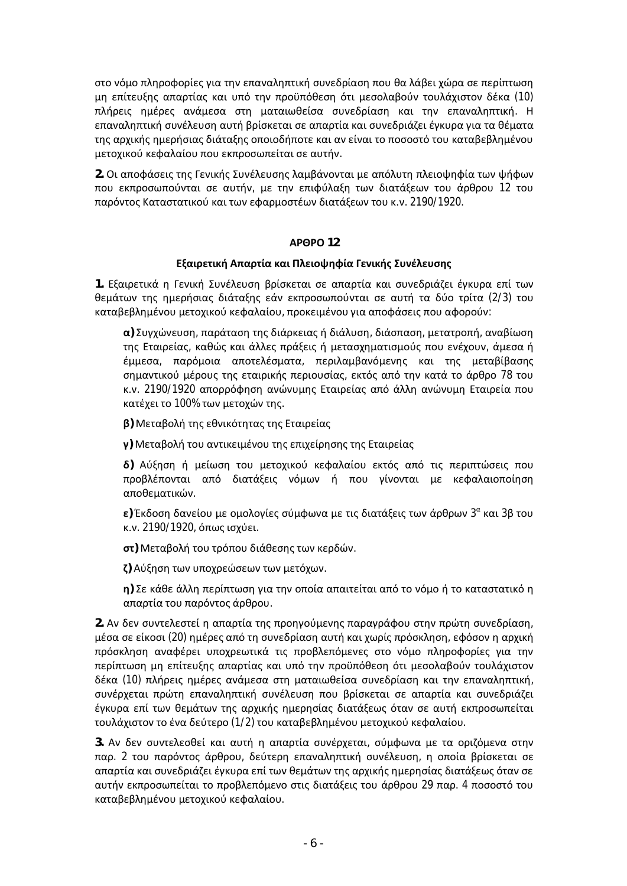στο νόμο πληροφορίες για την επαναληπτική συνεδρίαση που θα λάβει χώρα σε περίπτωση μη επίτευξης απαρτίας και υπό την προϋπόθεση ότι μεσολαβούν τουλάχιστον δέκα (10) πλήρεις ημέρες ανάμεσα στη ματαιωθείσα συνεδρίαση και την επαναληπτική. Η επαναληπτική συνέλευση αυτή βρίσκεται σε απαρτία και συνεδριάζει έγκυρα για τα θέματα της αρχικής ημερήσιας διάταξης οποιοδήποτε και αν είναι το ποσοστό του καταβεβλημένου μετοχικού κεφαλαίου που εκπροσωπείται σε αυτήν.

**2.** Οι αποφάσεις της Γενικής Συνέλευσης λαμβάνονται με απόλυτη πλειοψηφία των ψήφων που εκπροσωπούνται σε αυτήν, με την επιφύλαξη των διατάξεων του άρθρου 12 του παρόντος Καταστατικού και των εφαρμοστέων διατάξεων του κ.ν. 2190/1920.

## ΑΡΘΡΟ 12

### Εξαιρετική Απαρτία και Πλειοψηφία Γενικής Συνέλευσης

**1.** Εξαιρετικά η Γενική Συνέλευση βρίσκεται σε απαρτία και συνεδριάζει έγκυρα επί των θεμάτων της ημερήσιας διάταξης εάν εκπροσωπούνται σε αυτή τα δύο τρίτα (2/3) του καταβεβλημένου μετοχικού κεφαλαίου, προκειμένου για αποφάσεις που αφορούν:

**α)** Συγχώνευση, παράταση της διάρκειας ή διάλυση, διάσπαση, μετατροπή, αναβίωση της Εταιρείας, καθώς και άλλες πράξεις ή μετασχηματισμούς που ενέχουν, άμεσα ή έμμεσα, παρόμοια αποτελέσματα, περιλαμβανόμενης και της μεταβίβασης σημαντικού μέρους της εταιρικής περιουσίας, εκτός από την κατά το άρθρο 78 του κ.ν. 2190/1920 απορρόφηση ανώνυμης Εταιρείας από άλλη ανώνυμη Εταιρεία που κατέχει το 100% των μετοχών της.

**β)** Μεταβολή της εθνικότητας της Εταιρείας

**γ)** Μεταβολή του αντικειμένου της επιχείρησης της Εταιρείας

**δ)** Αύξηση ή μείωση του μετοχικού κεφαλαίου εκτός από τις περιπτώσεις που προβλέπονται από διατάξεις νόμων ή που γίνονται με κεφαλαιοποίηση αποθεματικών.

**ε)** Έκδοση δανείου με ομολογίες σύμφωνα με τις διατάξεις των άρθρων 3$^{α}$ και 3β του κ.ν. 2190/1920, όπως ισχύει.

**στ)** Μεταβολή του τρόπου διάθεσης των κερδών.

**ζ)** Αύξηση των υποχρεώσεων των μετόχων.

**η)** Σε κάθε άλλη περίπτωση για την οποία απαιτείται από το νόμο ή το καταστατικό η απαρτία του παρόντος άρθρου.

**2.** Αν δεν συντελεστεί η απαρτία της προηγούμενης παραγράφου στην πρώτη συνεδρίαση, μέσα σε είκοσι (20) ημέρες από τη συνεδρίαση αυτή και χωρίς πρόσκληση, εφόσον η αρχική πρόσκληση αναφέρει υποχρεωτικά τις προβλεπόμενες στο νόμο πληροφορίες για την περίπτωση μη επίτευξης απαρτίας και υπό την προϋπόθεση ότι μεσολαβούν τουλάχιστον δέκα (10) πλήρεις ημέρες ανάμεσα στη ματαιωθείσα συνεδρίαση και την επαναληπτική, συνέρχεται πρώτη επαναληπτική συνέλευση που βρίσκεται σε απαρτία και συνεδριάζει έγκυρα επί των θεμάτων της αρχικής ημερησίας διατάξεως όταν σε αυτή εκπροσωπείται τουλάχιστον το ένα δεύτερο (1/2) του καταβεβλημένου μετοχικού κεφαλαίου.

**3.** Αν δεν συντελεσθεί και αυτή η απαρτία συνέρχεται, σύμφωνα με τα οριζόμενα στην παρ. 2 του παρόντος άρθρου, δεύτερη επαναληπτική συνέλευση, η οποία βρίσκεται σε απαρτία και συνεδριάζει έγκυρα επί των θεμάτων της αρχικής ημερησίας διατάξεως όταν σε αυτήν εκπροσωπείται το προβλεπόμενο στις διατάξεις του άρθρου 29 παρ. 4 ποσοστό του καταβεβλημένου μετοχικού κεφαλαίου.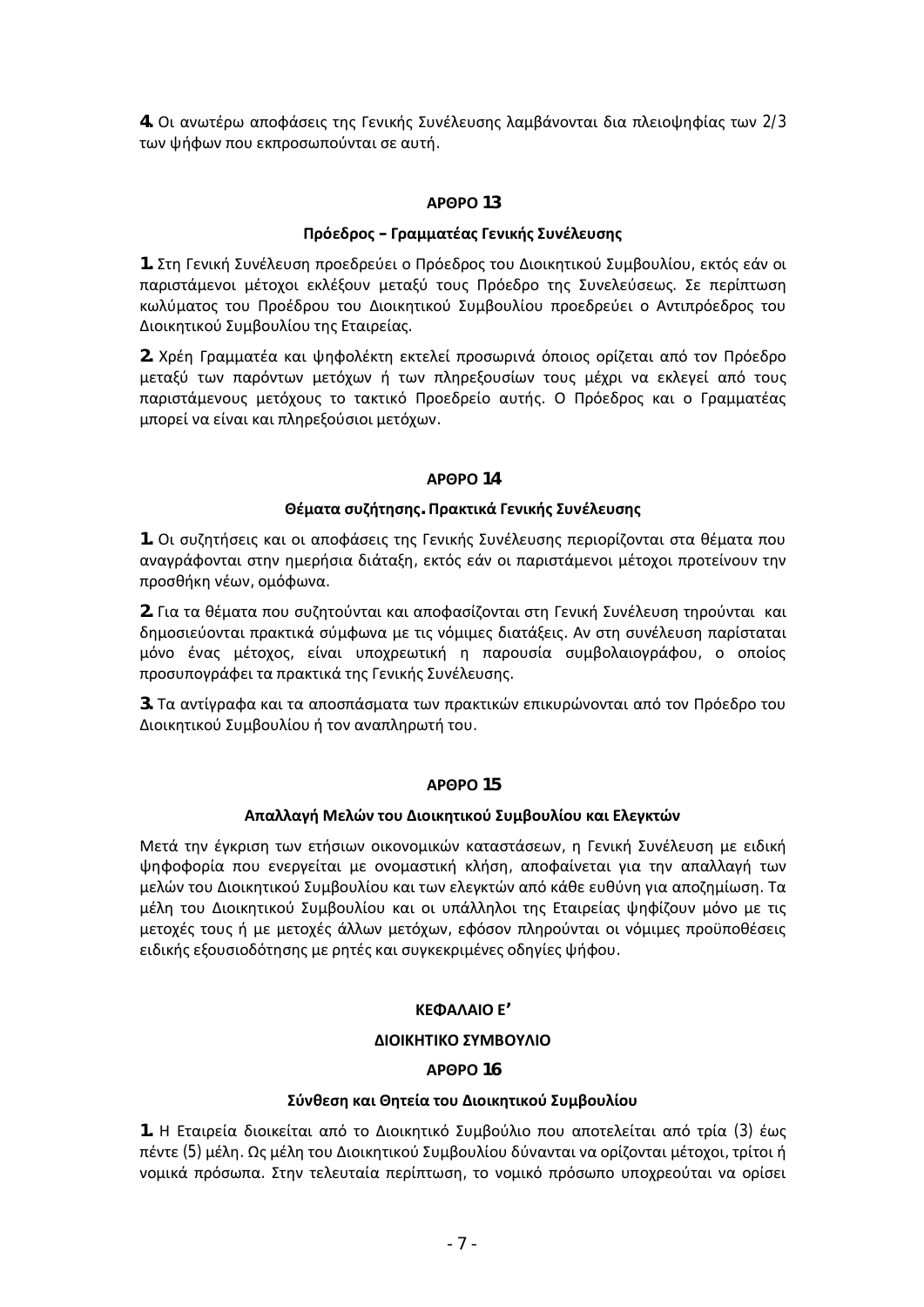**4.** Οι ανωτέρω αποφάσεις της Γενικής Συνέλευσης λαμβάνονται δια πλειοψηφίας των 2/3 των ψήφων που εκπροσωπούνται σε αυτή.

### ΑΡΘΡΟ 13

#### Πρόεδρος – Γραμματέας Γενικής Συνέλευσης

**1.** Στη Γενική Συνέλευση προεδρεύει ο Πρόεδρος του Διοικητικού Συμβουλίου, εκτός εάν οι παριστάμενοι μέτοχοι εκλέξουν μεταξύ τους Πρόεδρο της Συνελεύσεως. Σε περίπτωση κωλύματος του Προέδρου του Διοικητικού Συμβουλίου προεδρεύει ο Αντιπρόεδρος του Διοικητικού Συμβουλίου της Εταιρείας.

**2.** Χρέη Γραμματέα και ψηφολέκτη εκτελεί προσωρινά όποιος ορίζεται από τον Πρόεδρο μεταξύ των παρόντων μετόχων ή των πληρεξουσίων τους μέχρι να εκλεγεί από τους παριστάμενους μετόχους το τακτικό Προεδρείο αυτής. Ο Πρόεδρος και ο Γραμματέας μπορεί να είναι και πληρεξούσιοι μετόχων.

### ΑΡΘΡΟ 14

#### Θέματα συζήτησης. Πρακτικά Γενικής Συνέλευσης

**1.** Οι συζητήσεις και οι αποφάσεις της Γενικής Συνέλευσης περιορίζονται στα θέματα που αναγράφονται στην ημερήσια διάταξη, εκτός εάν οι παριστάμενοι μέτοχοι προτείνουν την προσθήκη νέων, ομόφωνα.

**2.** Για τα θέματα που συζητούνται και αποφασίζονται στη Γενική Συνέλευση τηρούνται και δημοσιεύονται πρακτικά σύμφωνα με τις νόμιμες διατάξεις. Αν στη συνέλευση παρίσταται μόνο ένας μέτοχος, είναι υποχρεωτική η παρουσία συμβολαιογράφου, ο οποίος προσυπογράφει τα πρακτικά της Γενικής Συνέλευσης.

**3.** Τα αντίγραφα και τα αποσπάσματα των πρακτικών επικυρώνονται από τον Πρόεδρο του Διοικητικού Συμβουλίου ή τον αναπληρωτή του.

### ΑΡΘΡΟ 15

#### Απαλλαγή Μελών του Διοικητικού Συμβουλίου και Ελεγκτών

Μετά την έγκριση των ετήσιων οικονομικών καταστάσεων, η Γενική Συνέλευση με ειδική ψηφοφορία που ενεργείται με ονομαστική κλήση, αποφαίνεται για την απαλλαγή των μελών του Διοικητικού Συμβουλίου και των ελεγκτών από κάθε ευθύνη για αποζημίωση. Τα μέλη του Διοικητικού Συμβουλίου και οι υπάλληλοι της Εταιρείας ψηφίζουν μόνο με τις μετοχές τους ή με μετοχές άλλων μετόχων, εφόσον πληρούνται οι νόμιμες προϋποθέσεις ειδικής εξουσιοδότησης με ρητές και συγκεκριμένες οδηγίες ψήφου.

## ΚΕΦΑΛΑΙΟ Ε’

## ΔΙΟΙΚΗΤΙΚΟ ΣΥΜΒΟΥΛΙΟ

### ΑΡΘΡΟ 16

#### Σύνθεση και Θητεία του Διοικητικού Συμβουλίου

**1.** Η Εταιρεία διοικείται από το Διοικητικό Συμβούλιο που αποτελείται από τρία (3) έως πέντε (5) μέλη. Ως μέλη του Διοικητικού Συμβουλίου δύνανται να ορίζονται μέτοχοι, τρίτοι ή νομικά πρόσωπα. Στην τελευταία περίπτωση, το νομικό πρόσωπο υποχρεούται να ορίσει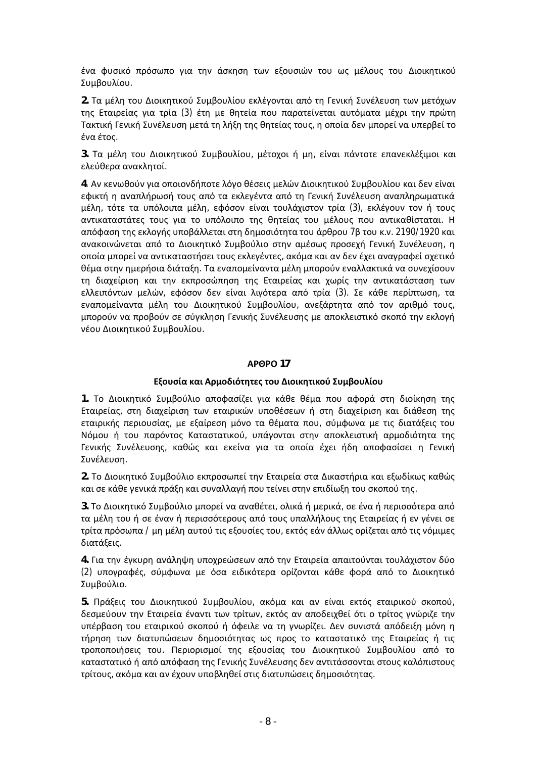ένα φυσικό πρόσωπο για την άσκηση των εξουσιών του ως μέλους του Διοικητικού Συμβουλίου.

**2.** Τα μέλη του Διοικητικού Συμβουλίου εκλέγονται από τη Γενική Συνέλευση των μετόχων της Εταιρείας για τρία (3) έτη με θητεία που παρατείνεται αυτόματα μέχρι την πρώτη Τακτική Γενική Συνέλευση μετά τη λήξη της θητείας τους, η οποία δεν μπορεί να υπερβεί το ένα έτος.

**3.** Τα μέλη του Διοικητικού Συμβουλίου, μέτοχοι ή μη, είναι πάντοτε επανεκλέξιμοι και ελεύθερα ανακλητοί.

**4.** Αν κενωθούν για οποιονδήποτε λόγο θέσεις μελών Διοικητικού Συμβουλίου και δεν είναι εφικτή η αναπλήρωσή τους από τα εκλεγέντα από τη Γενική Συνέλευση αναπληρωματικά μέλη, τότε τα υπόλοιπα μέλη, εφόσον είναι τουλάχιστον τρία (3), εκλέγουν τον ή τους αντικαταστάτες τους για το υπόλοιπο της θητείας του μέλους που αντικαθίσταται. Η απόφαση της εκλογής υποβάλλεται στη δημοσιότητα του άρθρου 7β του κ.ν. 2190/1920 και ανακοινώνεται από το Διοικητικό Συμβούλιο στην αμέσως προσεχή Γενική Συνέλευση, η οποία μπορεί να αντικαταστήσει τους εκλεγέντες, ακόμα και αν δεν έχει αναγραφεί σχετικό θέμα στην ημερήσια διάταξη. Τα εναπομείναντα μέλη μπορούν εναλλακτικά να συνεχίσουν τη διαχείριση και την εκπροσώπηση της Εταιρείας και χωρίς την αντικατάσταση των ελλειπόντων μελών, εφόσον δεν είναι λιγότερα από τρία (3). Σε κάθε περίπτωση, τα εναπομείναντα μέλη του Διοικητικού Συμβουλίου, ανεξάρτητα από τον αριθμό τους, μπορούν να προβούν σε σύγκληση Γενικής Συνέλευσης με αποκλειστικό σκοπό την εκλογή νέου Διοικητικού Συμβουλίου.

## ΑΡΘΡΟ 17

### Εξουσία και Αρμοδιότητες του Διοικητικού Συμβουλίου

**1.** Το Διοικητικό Συμβούλιο αποφασίζει για κάθε θέμα που αφορά στη διοίκηση της Εταιρείας, στη διαχείριση των εταιρικών υποθέσεων ή στη διαχείριση και διάθεση της εταιρικής περιουσίας, με εξαίρεση μόνο τα θέματα που, σύμφωνα με τις διατάξεις του Νόμου ή του παρόντος Καταστατικού, υπάγονται στην αποκλειστική αρμοδιότητα της Γενικής Συνέλευσης, καθώς και εκείνα για τα οποία έχει ήδη αποφασίσει η Γενική Συνέλευση.

**2.** Το Διοικητικό Συμβούλιο εκπροσωπεί την Εταιρεία στα Δικαστήρια και εξωδίκως καθώς και σε κάθε γενικά πράξη και συναλλαγή που τείνει στην επιδίωξη του σκοπού της.

**3.** Το Διοικητικό Συμβούλιο μπορεί να αναθέτει, ολικά ή μερικά, σε ένα ή περισσότερα από τα μέλη του ή σε έναν ή περισσότερους από τους υπαλλήλους της Εταιρείας ή εν γένει σε τρίτα πρόσωπα / μη μέλη αυτού τις εξουσίες του, εκτός εάν άλλως ορίζεται από τις νόμιμες διατάξεις.

**4.** Για την έγκυρη ανάληψη υποχρεώσεων από την Εταιρεία απαιτούνται τουλάχιστον δύο (2) υπογραφές, σύμφωνα με όσα ειδικότερα ορίζονται κάθε φορά από το Διοικητικό Συμβούλιο.

**5.** Πράξεις του Διοικητικού Συμβουλίου, ακόμα και αν είναι εκτός εταιρικού σκοπού, δεσμεύουν την Εταιρεία έναντι των τρίτων, εκτός αν αποδειχθεί ότι ο τρίτος γνώριζε την υπέρβαση του εταιρικού σκοπού ή όφειλε να τη γνωρίζει. Δεν συνιστά απόδειξη μόνη η τήρηση των διατυπώσεων δημοσιότητας ως προς το καταστατικό της Εταιρείας ή τις τροποποιήσεις του. Περιορισμοί της εξουσίας του Διοικητικού Συμβουλίου από το καταστατικό ή από απόφαση της Γενικής Συνέλευσης δεν αντιτάσσονται στους καλόπιστους τρίτους, ακόμα και αν έχουν υποβληθεί στις διατυπώσεις δημοσιότητας.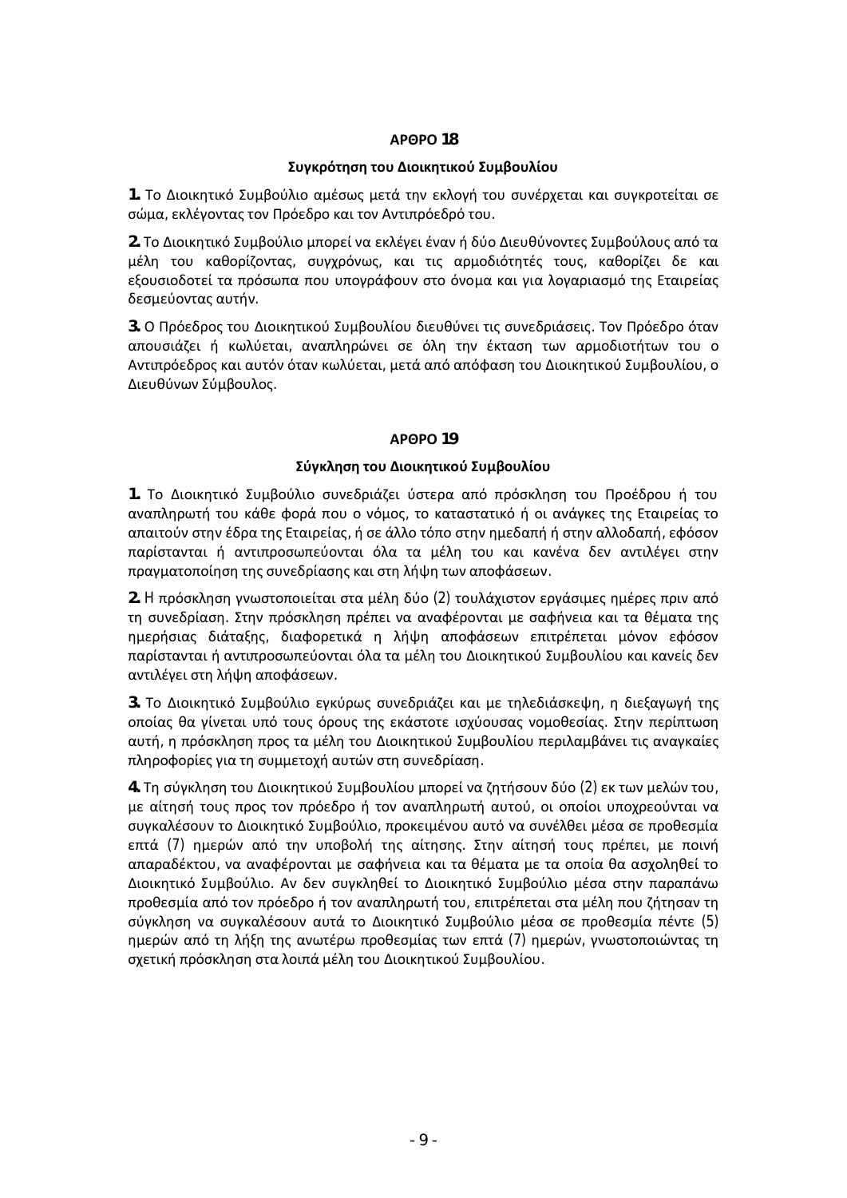## ΑΡΘΡΟ 18

### Συγκρότηση του Διοικητικού Συμβουλίου

**1.** Το Διοικητικό Συμβούλιο αμέσως μετά την εκλογή του συνέρχεται και συγκροτείται σε σώμα, εκλέγοντας τον Πρόεδρο και τον Αντιπρόεδρό του.

**2.** Το Διοικητικό Συμβούλιο μπορεί να εκλέγει έναν ή δύο Διευθύνοντες Συμβούλους από τα μέλη του καθορίζοντας, συγχρόνως, και τις αρμοδιότητές τους, καθορίζει δε και εξουσιοδοτεί τα πρόσωπα που υπογράφουν στο όνομα και για λογαριασμό της Εταιρείας δεσμεύοντας αυτήν.

**3.** Ο Πρόεδρος του Διοικητικού Συμβουλίου διευθύνει τις συνεδριάσεις. Τον Πρόεδρο όταν απουσιάζει ή κωλύεται, αναπληρώνει σε όλη την έκταση των αρμοδιοτήτων του ο Αντιπρόεδρος και αυτόν όταν κωλύεται, μετά από απόφαση του Διοικητικού Συμβουλίου, ο Διευθύνων Σύμβουλος.

## ΑΡΘΡΟ 19

### Σύγκληση του Διοικητικού Συμβουλίου

**1.** Το Διοικητικό Συμβούλιο συνεδριάζει ύστερα από πρόσκληση του Προέδρου ή του αναπληρωτή του κάθε φορά που ο νόμος, το καταστατικό ή οι ανάγκες της Εταιρείας το απαιτούν στην έδρα της Εταιρείας, ή σε άλλο τόπο στην ημεδαπή ή στην αλλοδαπή, εφόσον παρίστανται ή αντιπροσωπεύονται όλα τα μέλη του και κανένα δεν αντιλέγει στην πραγματοποίηση της συνεδρίασης και στη λήψη των αποφάσεων.

**2.** Η πρόσκληση γνωστοποιείται στα μέλη δύο (2) τουλάχιστον εργάσιμες ημέρες πριν από τη συνεδρίαση. Στην πρόσκληση πρέπει να αναφέρονται με σαφήνεια και τα θέματα της ημερήσιας διάταξης, διαφορετικά η λήψη αποφάσεων επιτρέπεται μόνον εφόσον παρίστανται ή αντιπροσωπεύονται όλα τα μέλη του Διοικητικού Συμβουλίου και κανείς δεν αντιλέγει στη λήψη αποφάσεων.

**3.** Το Διοικητικό Συμβούλιο εγκύρως συνεδριάζει και με τηλεδιάσκεψη, η διεξαγωγή της οποίας θα γίνεται υπό τους όρους της εκάστοτε ισχύουσας νομοθεσίας. Στην περίπτωση αυτή, η πρόσκληση προς τα μέλη του Διοικητικού Συμβουλίου περιλαμβάνει τις αναγκαίες πληροφορίες για τη συμμετοχή αυτών στη συνεδρίαση.

**4.** Τη σύγκληση του Διοικητικού Συμβουλίου μπορεί να ζητήσουν δύο (2) εκ των μελών του, με αίτησή τους προς τον πρόεδρο ή τον αναπληρωτή αυτού, οι οποίοι υποχρεούνται να συγκαλέσουν το Διοικητικό Συμβούλιο, προκειμένου αυτό να συνέλθει μέσα σε προθεσμία επτά (7) ημερών από την υποβολή της αίτησης. Στην αίτησή τους πρέπει, με ποινή απαραδέκτου, να αναφέρονται με σαφήνεια και τα θέματα με τα οποία θα ασχοληθεί το Διοικητικό Συμβούλιο. Αν δεν συγκληθεί το Διοικητικό Συμβούλιο μέσα στην παραπάνω προθεσμία από τον πρόεδρο ή τον αναπληρωτή του, επιτρέπεται στα μέλη που ζήτησαν τη σύγκληση να συγκαλέσουν αυτά το Διοικητικό Συμβούλιο μέσα σε προθεσμία πέντε (5) ημερών από τη λήξη της ανωτέρω προθεσμίας των επτά (7) ημερών, γνωστοποιώντας τη σχετική πρόσκληση στα λοιπά μέλη του Διοικητικού Συμβουλίου.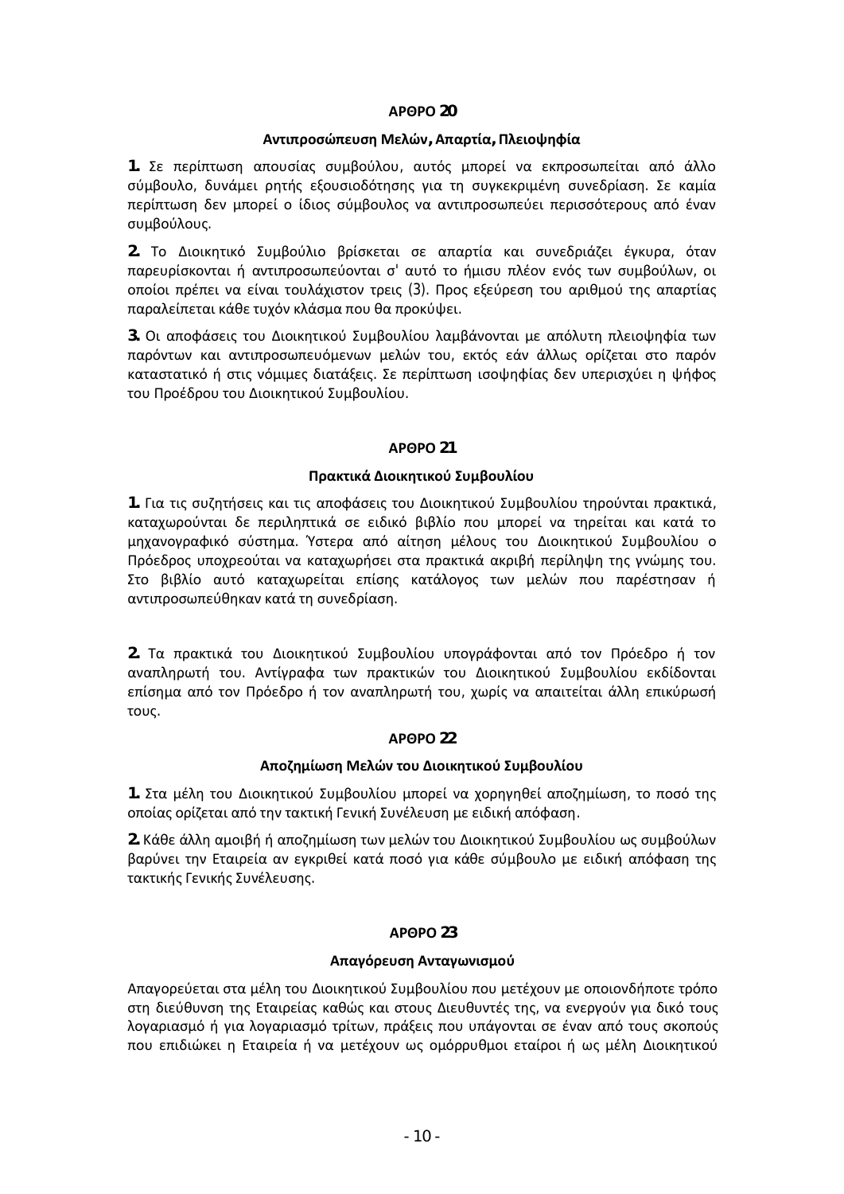## ΑΡΘΡΟ 20

### Αντιπροσώπευση Μελών, Απαρτία, Πλειοψηφία

**1.** Σε περίπτωση απουσίας συμβούλου, αυτός μπορεί να εκπροσωπείται από άλλο σύμβουλο, δυνάμει ρητής εξουσιοδότησης για τη συγκεκριμένη συνεδρίαση. Σε καμία περίπτωση δεν μπορεί ο ίδιος σύμβουλος να αντιπροσωπεύει περισσότερους από έναν συμβούλους.

**2.** Το Διοικητικό Συμβούλιο βρίσκεται σε απαρτία και συνεδριάζει έγκυρα, όταν παρευρίσκονται ή αντιπροσωπεύονται σ' αυτό το ήμισυ πλέον ενός των συμβούλων, οι οποίοι πρέπει να είναι τουλάχιστον τρεις (3). Προς εξεύρεση του αριθμού της απαρτίας παραλείπεται κάθε τυχόν κλάσμα που θα προκύψει.

**3.** Οι αποφάσεις του Διοικητικού Συμβουλίου λαμβάνονται με απόλυτη πλειοψηφία των παρόντων και αντιπροσωπευόμενων μελών του, εκτός εάν άλλως ορίζεται στο παρόν καταστατικό ή στις νόμιμες διατάξεις. Σε περίπτωση ισοψηφίας δεν υπερισχύει η ψήφος του Προέδρου του Διοικητικού Συμβουλίου.

## ΑΡΘΡΟ 21

### Πρακτικά Διοικητικού Συμβουλίου

**1.** Για τις συζητήσεις και τις αποφάσεις του Διοικητικού Συμβουλίου τηρούνται πρακτικά, καταχωρούνται δε περιληπτικά σε ειδικό βιβλίο που μπορεί να τηρείται και κατά το μηχανογραφικό σύστημα. Ύστερα από αίτηση μέλους του Διοικητικού Συμβουλίου ο Πρόεδρος υποχρεούται να καταχωρήσει στα πρακτικά ακριβή περίληψη της γνώμης του. Στο βιβλίο αυτό καταχωρείται επίσης κατάλογος των μελών που παρέστησαν ή αντιπροσωπεύθηκαν κατά τη συνεδρίαση.

**2.** Τα πρακτικά του Διοικητικού Συμβουλίου υπογράφονται από τον Πρόεδρο ή τον αναπληρωτή του. Αντίγραφα των πρακτικών του Διοικητικού Συμβουλίου εκδίδονται επίσημα από τον Πρόεδρο ή τον αναπληρωτή του, χωρίς να απαιτείται άλλη επικύρωσή τους.

## ΑΡΘΡΟ 22

### Αποζημίωση Μελών του Διοικητικού Συμβουλίου

**1.** Στα μέλη του Διοικητικού Συμβουλίου μπορεί να χορηγηθεί αποζημίωση, το ποσό της οποίας ορίζεται από την τακτική Γενική Συνέλευση με ειδική απόφαση.

**2.** Κάθε άλλη αμοιβή ή αποζημίωση των μελών του Διοικητικού Συμβουλίου ως συμβούλων βαρύνει την Εταιρεία αν εγκριθεί κατά ποσό για κάθε σύμβουλο με ειδική απόφαση της τακτικής Γενικής Συνέλευσης.

## ΑΡΘΡΟ 23

### Απαγόρευση Ανταγωνισμού

Απαγορεύεται στα μέλη του Διοικητικού Συμβουλίου που μετέχουν με οποιονδήποτε τρόπο στη διεύθυνση της Εταιρείας καθώς και στους Διευθυντές της, να ενεργούν για δικό τους λογαριασμό ή για λογαριασμό τρίτων, πράξεις που υπάγονται σε έναν από τους σκοπούς που επιδιώκει η Εταιρεία ή να μετέχουν ως ομόρρυθμοι εταίροι ή ως μέλη Διοικητικού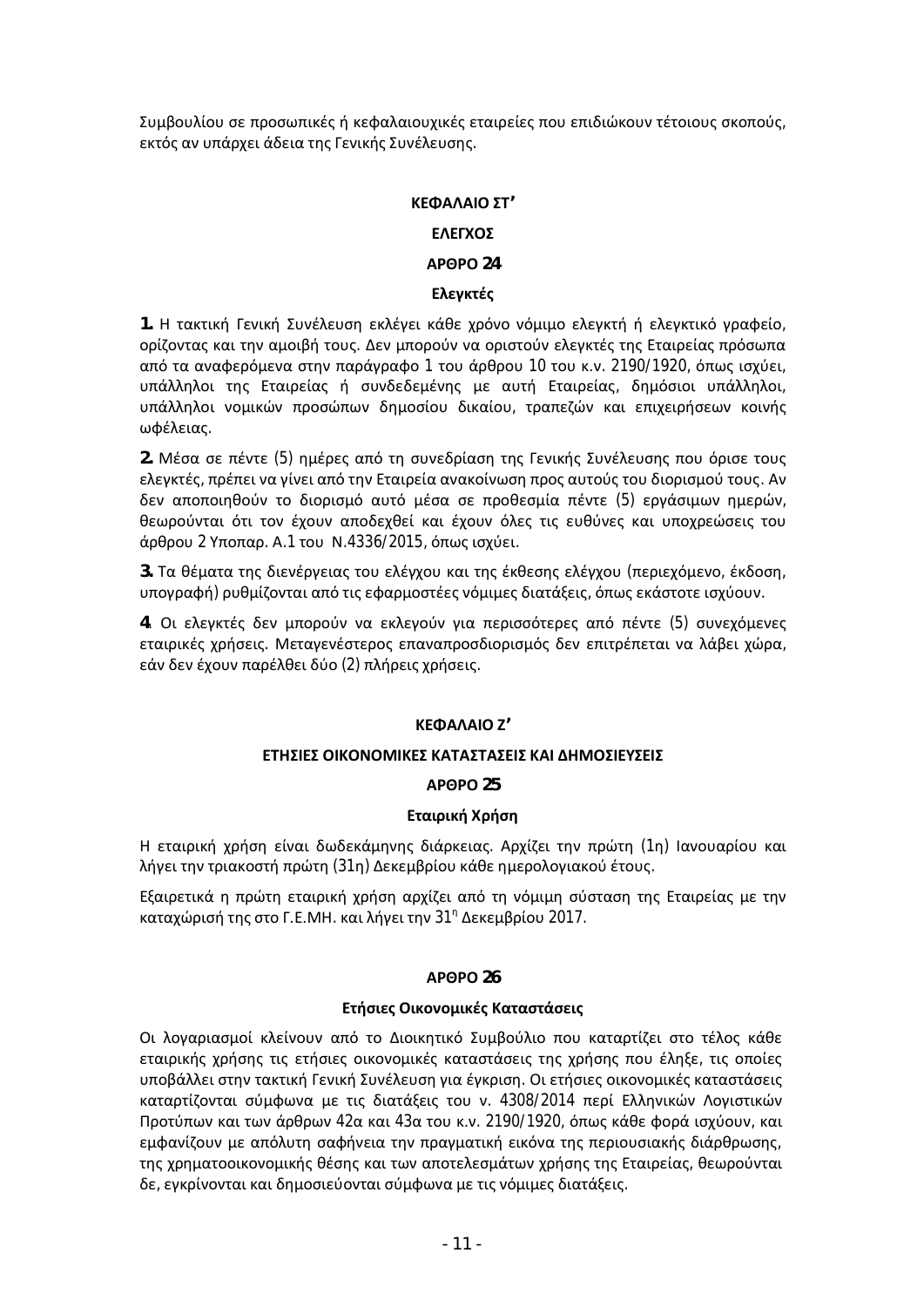Συμβουλίου σε προσωπικές ή κεφαλαιουχικές εταιρείες που επιδιώκουν τέτοιους σκοπούς, εκτός αν υπάρχει άδεια της Γενικής Συνέλευσης.

## ΚΕΦΑΛΑΙΟ ΣΤ’

## ΕΛΕΓΧΟΣ

### ΑΡΘΡΟ 24

### Ελεγκτές

**1.** Η τακτική Γενική Συνέλευση εκλέγει κάθε χρόνο νόμιμο ελεγκτή ή ελεγκτικό γραφείο, ορίζοντας και την αμοιβή τους. Δεν μπορούν να οριστούν ελεγκτές της Εταιρείας πρόσωπα από τα αναφερόμενα στην παράγραφο 1 του άρθρου 10 του κ.ν. 2190/1920, όπως ισχύει, υπάλληλοι της Εταιρείας ή συνδεδεμένης με αυτή Εταιρείας, δημόσιοι υπάλληλοι, υπάλληλοι νομικών προσώπων δημοσίου δικαίου, τραπεζών και επιχειρήσεων κοινής ωφέλειας.

**2.** Μέσα σε πέντε (5) ημέρες από τη συνεδρίαση της Γενικής Συνέλευσης που όρισε τους ελεγκτές, πρέπει να γίνει από την Εταιρεία ανακοίνωση προς αυτούς του διορισμού τους. Αν δεν αποποιηθούν το διορισμό αυτό μέσα σε προθεσμία πέντε (5) εργάσιμων ημερών, θεωρούνται ότι τον έχουν αποδεχθεί και έχουν όλες τις ευθύνες και υποχρεώσεις του άρθρου 2 Υποπαρ. Α.1 του Ν.4336/2015, όπως ισχύει.

**3.** Τα θέματα της διενέργειας του ελέγχου και της έκθεσης ελέγχου (περιεχόμενο, έκδοση, υπογραφή) ρυθμίζονται από τις εφαρμοστέες νόμιμες διατάξεις, όπως εκάστοτε ισχύουν.

**4.** Οι ελεγκτές δεν μπορούν να εκλεγούν για περισσότερες από πέντε (5) συνεχόμενες εταιρικές χρήσεις. Μεταγενέστερος επαναπροσδιορισμός δεν επιτρέπεται να λάβει χώρα, εάν δεν έχουν παρέλθει δύο (2) πλήρεις χρήσεις.

## ΚΕΦΑΛΑΙΟ Ζ’

## ΕΤΗΣΙΕΣ ΟΙΚΟΝΟΜΙΚΕΣ ΚΑΤΑΣΤΑΣΕΙΣ ΚΑΙ ΔΗΜΟΣΙΕΥΣΕΙΣ

### ΑΡΘΡΟ 25

### Εταιρική Χρήση

Η εταιρική χρήση είναι δωδεκάμηνης διάρκειας. Αρχίζει την πρώτη (1η) Ιανουαρίου και λήγει την τριακοστή πρώτη (31η) Δεκεμβρίου κάθε ημερολογιακού έτους.

Εξαιρετικά η πρώτη εταιρική χρήση αρχίζει από τη νόμιμη σύσταση της Εταιρείας με την καταχώρισή της στο Γ.Ε.ΜΗ. και λήγει την 31η Δεκεμβρίου 2017.

### ΑΡΘΡΟ 26

### Ετήσιες Οικονομικές Καταστάσεις

Οι λογαριασμοί κλείνουν από το Διοικητικό Συμβούλιο που καταρτίζει στο τέλος κάθε εταιρικής χρήσης τις ετήσιες οικονομικές καταστάσεις της χρήσης που έληξε, τις οποίες υποβάλλει στην τακτική Γενική Συνέλευση για έγκριση. Οι ετήσιες οικονομικές καταστάσεις καταρτίζονται σύμφωνα με τις διατάξεις του ν. 4308/2014 περί Ελληνικών Λογιστικών Προτύπων και των άρθρων 42α και 43α του κ.ν. 2190/1920, όπως κάθε φορά ισχύουν, και εμφανίζουν με απόλυτη σαφήνεια την πραγματική εικόνα της περιουσιακής διάρθρωσης, της χρηματοοικονομικής θέσης και των αποτελεσμάτων χρήσης της Εταιρείας, θεωρούνται δε, εγκρίνονται και δημοσιεύονται σύμφωνα με τις νόμιμες διατάξεις.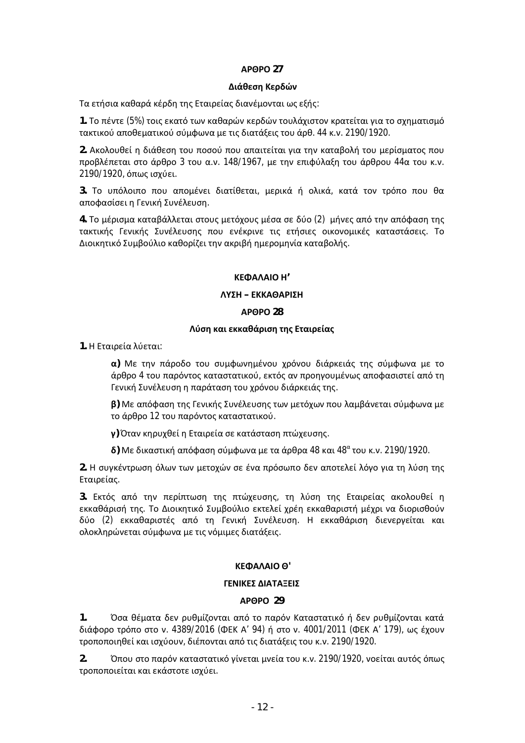### ΑΡΘΡΟ 27

#### Διάθεση Κερδών

Τα ετήσια καθαρά κέρδη της Εταιρείας διανέμονται ως εξής:

**1.** Το πέντε (5%) τοις εκατό των καθαρών κερδών τουλάχιστον κρατείται για το σχηματισμό τακτικού αποθεματικού σύμφωνα με τις διατάξεις του άρθ. 44 κ.ν. 2190/1920.

**2.** Ακολουθεί η διάθεση του ποσού που απαιτείται για την καταβολή του μερίσματος που προβλέπεται στο άρθρο 3 του α.ν. 148/1967, με την επιφύλαξη του άρθρου 44α του κ.ν. 2190/1920, όπως ισχύει.

**3.** Το υπόλοιπο που απομένει διατίθεται, μερικά ή ολικά, κατά τον τρόπο που θα αποφασίσει η Γενική Συνέλευση.

**4.** Το μέρισμα καταβάλλεται στους μετόχους μέσα σε δύο (2) μήνες από την απόφαση της τακτικής Γενικής Συνέλευσης που ενέκρινε τις ετήσιες οικονομικές καταστάσεις. Το Διοικητικό Συμβούλιο καθορίζει την ακριβή ημερομηνία καταβολής.

## ΚΕΦΑΛΑΙΟ Η’

## ΛΥΣΗ – ΕΚΚΑΘΑΡΙΣΗ

### ΑΡΘΡΟ 28

#### Λύση και εκκαθάριση της Εταιρείας

**1.** Η Εταιρεία λύεται:

> **α)** Με την πάροδο του συμφωνημένου χρόνου διάρκειάς της σύμφωνα με το άρθρο 4 του παρόντος καταστατικού, εκτός αν προηγουμένως αποφασιστεί από τη Γενική Συνέλευση η παράταση του χρόνου διάρκειάς της.
>
> **β)** Με απόφαση της Γενικής Συνέλευσης των μετόχων που λαμβάνεται σύμφωνα με το άρθρο 12 του παρόντος καταστατικού.
>
> **γ)** Όταν κηρυχθεί η Εταιρεία σε κατάσταση πτώχευσης.
>
> **δ)** Με δικαστική απόφαση σύμφωνα με τα άρθρα 48 και 48$^{α}$ του κ.ν. 2190/1920.

**2.** Η συγκέντρωση όλων των μετοχών σε ένα πρόσωπο δεν αποτελεί λόγο για τη λύση της Εταιρείας.

**3.** Εκτός από την περίπτωση της πτώχευσης, τη λύση της Εταιρείας ακολουθεί η εκκαθάρισή της. Το Διοικητικό Συμβούλιο εκτελεί χρέη εκκαθαριστή μέχρι να διορισθούν δύο (2) εκκαθαριστές από τη Γενική Συνέλευση. Η εκκαθάριση διενεργείται και ολοκληρώνεται σύμφωνα με τις νόμιμες διατάξεις.

## ΚΕΦΑΛΑΙΟ Θ'

## ΓΕΝΙΚΕΣ ΔΙΑΤΑΞΕΙΣ

### ΑΡΘΡΟ 29

**1.** Όσα θέματα δεν ρυθμίζονται από το παρόν Καταστατικό ή δεν ρυθμίζονται κατά διάφορο τρόπο στο ν. 4389/2016 (ΦΕΚ Α΄ 94) ή στο ν. 4001/2011 (ΦΕΚ Α΄ 179), ως έχουν τροποποιηθεί και ισχύουν, διέπονται από τις διατάξεις του κ.ν. 2190/1920.

**2.** Όπου στο παρόν καταστατικό γίνεται μνεία του κ.ν. 2190/1920, νοείται αυτός όπως τροποποιείται και εκάστοτε ισχύει.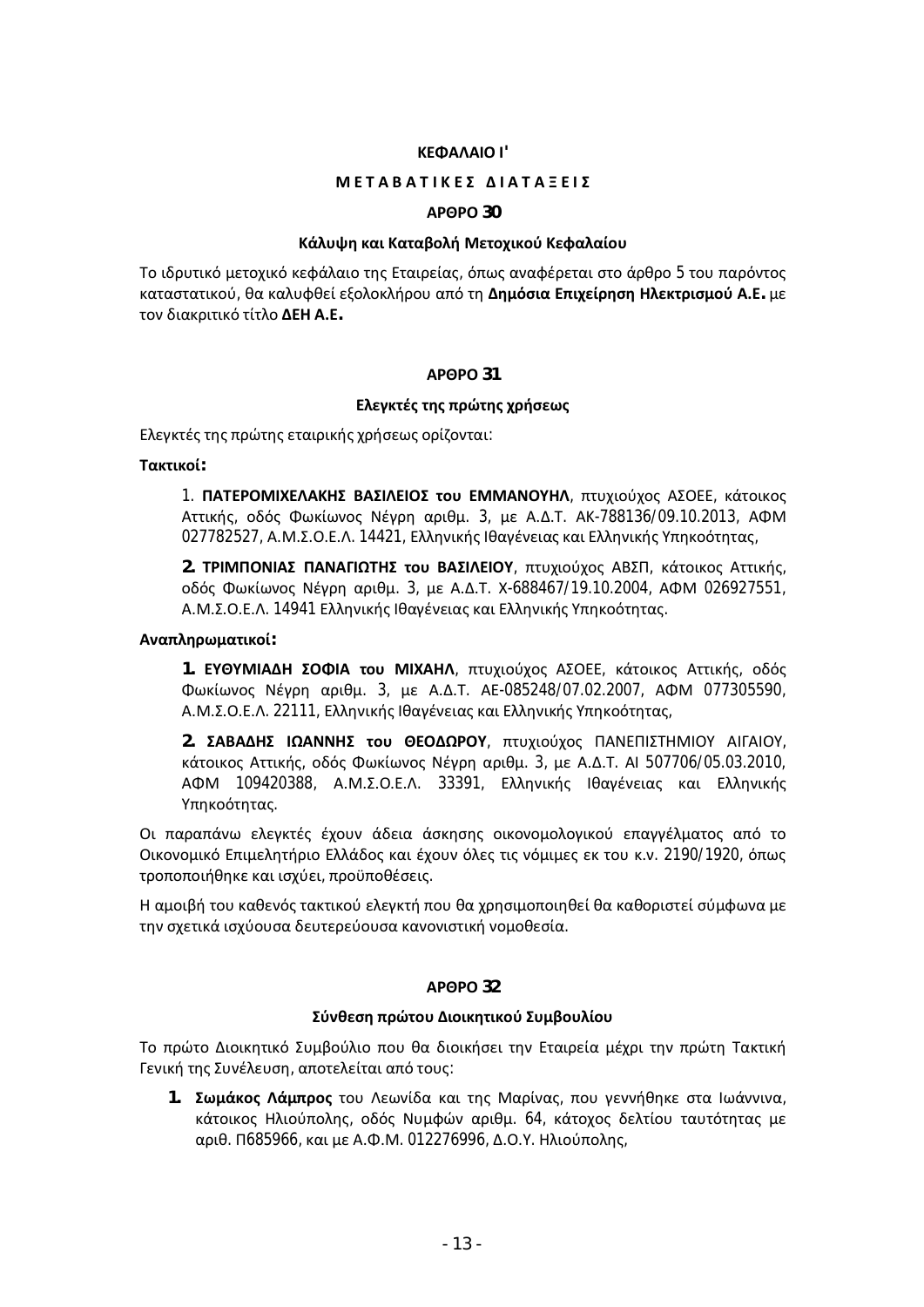## ΚΕΦΑΛΑΙΟ Ι'

### Μ Ε Τ Α Β Α Τ Ι Κ Ε Σ   Δ Ι Α Τ Α Ξ Ε Ι Σ

### ΑΡΘΡΟ 30

#### Κάλυψη και Καταβολή Μετοχικού Κεφαλαίου

Το ιδρυτικό μετοχικό κεφάλαιο της Εταιρείας, όπως αναφέρεται στο άρθρο 5 του παρόντος καταστατικού, θα καλυφθεί εξολοκλήρου από τη **Δημόσια Επιχείρηση Ηλεκτρισμού Α.Ε.** με τον διακριτικό τίτλο **ΔΕΗ Α.Ε.**

### ΑΡΘΡΟ 31

#### Ελεγκτές της πρώτης χρήσεως

Ελεγκτές της πρώτης εταιρικής χρήσεως ορίζονται:

**Τακτικοί:**

1. **ΠΑΤΕΡΟΜΙΧΕΛΑΚΗΣ ΒΑΣΙΛΕΙΟΣ του ΕΜΜΑΝΟΥΗΛ**, πτυχιούχος ΑΣΟΕΕ, κάτοικος Αττικής, οδός Φωκίωνος Νέγρη αριθμ. 3, με Α.Δ.Τ. ΑΚ-788136/09.10.2013, ΑΦΜ 027782527, Α.Μ.Σ.Ο.Ε.Λ. 14421, Ελληνικής Ιθαγένειας και Ελληνικής Υπηκοότητας,

2. **ΤΡΙΜΠΟΝΙΑΣ ΠΑΝΑΓΙΩΤΗΣ του ΒΑΣΙΛΕΙΟΥ**, πτυχιούχος ΑΒΣΠ, κάτοικος Αττικής, οδός Φωκίωνος Νέγρη αριθμ. 3, με Α.Δ.Τ. Χ-688467/19.10.2004, ΑΦΜ 026927551, Α.Μ.Σ.Ο.Ε.Λ. 14941 Ελληνικής Ιθαγένειας και Ελληνικής Υπηκοότητας.

**Αναπληρωματικοί:**

1. **ΕΥΘΥΜΙΑΔΗ ΣΟΦΙΑ του ΜΙΧΑΗΛ**, πτυχιούχος ΑΣΟΕΕ, κάτοικος Αττικής, οδός Φωκίωνος Νέγρη αριθμ. 3, με Α.Δ.Τ. ΑΕ-085248/07.02.2007, ΑΦΜ 077305590, Α.Μ.Σ.Ο.Ε.Λ. 22111, Ελληνικής Ιθαγένειας και Ελληνικής Υπηκοότητας,

2. **ΣΑΒΑΔΗΣ ΙΩΑΝΝΗΣ του ΘΕΟΔΩΡΟΥ**, πτυχιούχος ΠΑΝΕΠΙΣΤΗΜΙΟΥ ΑΙΓΑΙΟΥ, κάτοικος Αττικής, οδός Φωκίωνος Νέγρη αριθμ. 3, με Α.Δ.Τ. ΑΙ 507706/05.03.2010, ΑΦΜ 109420388, Α.Μ.Σ.Ο.Ε.Λ. 33391, Ελληνικής Ιθαγένειας και Ελληνικής Υπηκοότητας.

Οι παραπάνω ελεγκτές έχουν άδεια άσκησης οικονομολογικού επαγγέλματος από το Οικονομικό Επιμελητήριο Ελλάδος και έχουν όλες τις νόμιμες εκ του κ.ν. 2190/1920, όπως τροποποιήθηκε και ισχύει, προϋποθέσεις.

Η αμοιβή του καθενός τακτικού ελεγκτή που θα χρησιμοποιηθεί θα καθοριστεί σύμφωνα με την σχετικά ισχύουσα δευτερεύουσα κανονιστική νομοθεσία.

### ΑΡΘΡΟ 32

#### Σύνθεση πρώτου Διοικητικού Συμβουλίου

Το πρώτο Διοικητικό Συμβούλιο που θα διοικήσει την Εταιρεία μέχρι την πρώτη Τακτική Γενική της Συνέλευση, αποτελείται από τους:

1. **Σωμάκος Λάμπρος** του Λεωνίδα και της Μαρίνας, που γεννήθηκε στα Ιωάννινα, κάτοικος Ηλιούπολης, οδός Νυμφών αριθμ. 64, κάτοχος δελτίου ταυτότητας με αριθ. Π685966, και με Α.Φ.Μ. 012276996, Δ.Ο.Υ. Ηλιούπολης,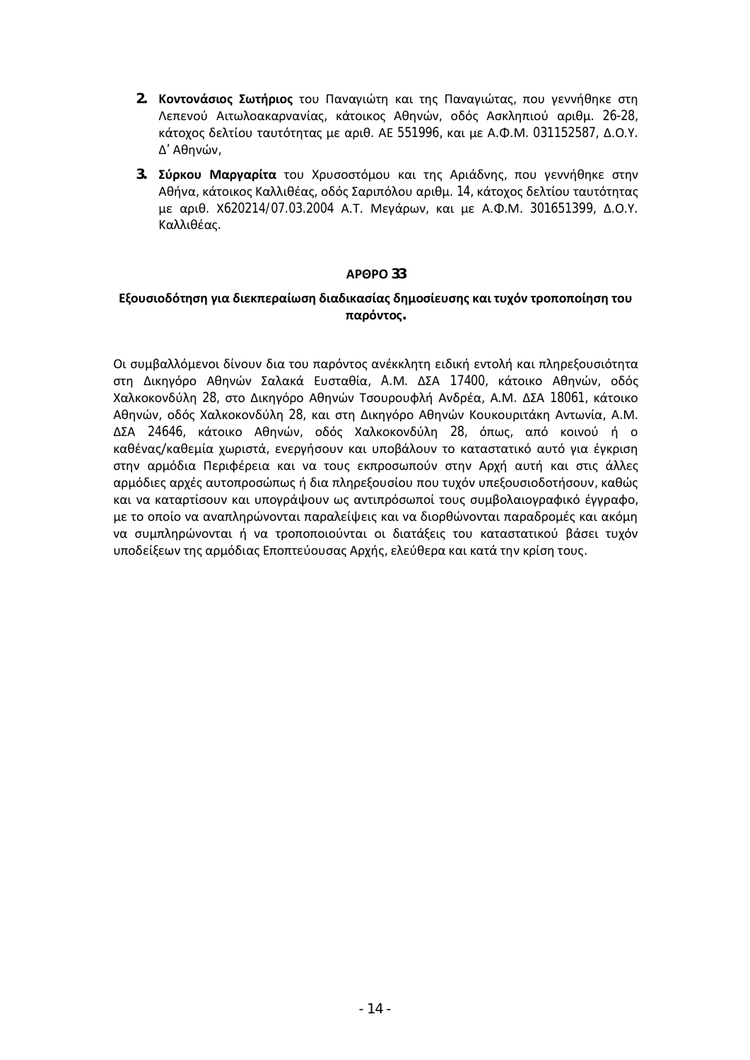2. **Κοντονάσιος Σωτήριος** του Παναγιώτη και της Παναγιώτας, που γεννήθηκε στη Λεπενού Αιτωλοακαρνανίας, κάτοικος Αθηνών, οδός Ασκληπιού αριθμ. 26-28, κάτοχος δελτίου ταυτότητας με αριθ. ΑΕ 551996, και με Α.Φ.Μ. 031152587, Δ.Ο.Υ. Δ' Αθηνών,

3. **Σύρκου Μαργαρίτα** του Χρυσοστόμου και της Αριάδνης, που γεννήθηκε στην Αθήνα, κάτοικος Καλλιθέας, οδός Σαριπόλου αριθμ. 14, κάτοχος δελτίου ταυτότητας με αριθ. Χ620214/07.03.2004 Α.Τ. Μεγάρων, και με Α.Φ.Μ. 301651399, Δ.Ο.Υ. Καλλιθέας.

### ΑΡΘΡΟ 33

### Εξουσιοδότηση για διεκπεραίωση διαδικασίας δημοσίευσης και τυχόν τροποποίηση του παρόντος.

Οι συμβαλλόμενοι δίνουν δια του παρόντος ανέκκλητη ειδική εντολή και πληρεξουσιότητα στη Δικηγόρο Αθηνών Σαλακά Ευσταθία, Α.Μ. ΔΣΑ 17400, κάτοικο Αθηνών, οδός Χαλκοκονδύλη 28, στο Δικηγόρο Αθηνών Τσουρουφλή Ανδρέα, Α.Μ. ΔΣΑ 18061, κάτοικο Αθηνών, οδός Χαλκοκονδύλη 28, και στη Δικηγόρο Αθηνών Κουκουριτάκη Αντωνία, Α.Μ. ΔΣΑ 24646, κάτοικο Αθηνών, οδός Χαλκοκονδύλη 28, όπως, από κοινού ή ο καθένας/καθεμία χωριστά, ενεργήσουν και υποβάλουν το καταστατικό αυτό για έγκριση στην αρμόδια Περιφέρεια και να τους εκπροσωπούν στην Αρχή αυτή και στις άλλες αρμόδιες αρχές αυτοπροσώπως ή δια πληρεξουσίου που τυχόν υπεξουσιοδοτήσουν, καθώς και να καταρτίσουν και υπογράψουν ως αντιπρόσωποί τους συμβολαιογραφικό έγγραφο, με το οποίο να αναπληρώνονται παραλείψεις και να διορθώνονται παραδρομές και ακόμη να συμπληρώνονται ή να τροποποιούνται οι διατάξεις του καταστατικού βάσει τυχόν υποδείξεων της αρμόδιας Εποπτεύουσας Αρχής, ελεύθερα και κατά την κρίση τους.